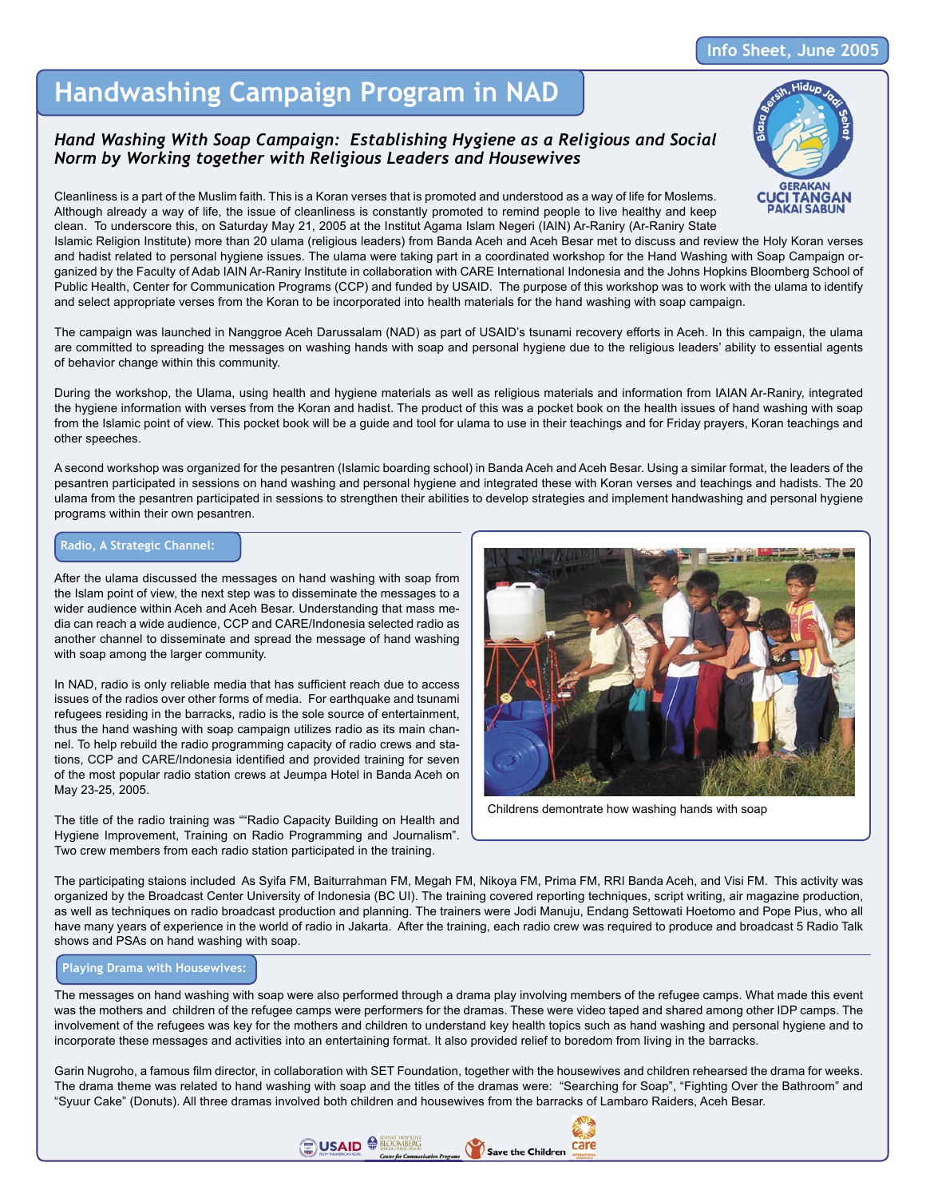Info Sheet, June 2005

# Handwashing Campaign Program in NAD

### *Hand Washing With Soap Campaign: Establishing Hygiene as a Religious and Social Norm by Working together with Religious Leaders and Housewives*

Biasa Bersih, Hidup Jadi Sehat

GERAKAN CUCI TANGAN PAKAI SABUN

Cleanliness is a part of the Muslim faith. This is a Koran verses that is promoted and understood as a way of life for Moslems. Although already a way of life, the issue of cleanliness is constantly promoted to remind people to live healthy and keep clean. To underscore this, on Saturday May 21, 2005 at the Institut Agama Islam Negeri (IAIN) Ar-Raniry (Ar-Raniry State Islamic Religion Institute) more than 20 ulama (religious leaders) from Banda Aceh and Aceh Besar met to discuss and review the Holy Koran verses and hadist related to personal hygiene issues. The ulama were taking part in a coordinated workshop for the Hand Washing with Soap Campaign organized by the Faculty of Adab IAIN Ar-Raniry Institute in collaboration with CARE International Indonesia and the Johns Hopkins Bloomberg School of Public Health, Center for Communication Programs (CCP) and funded by USAID. The purpose of this workshop was to work with the ulama to identify and select appropriate verses from the Koran to be incorporated into health materials for the hand washing with soap campaign.

The campaign was launched in Nanggroe Aceh Darussalam (NAD) as part of USAID's tsunami recovery efforts in Aceh. In this campaign, the ulama are committed to spreading the messages on washing hands with soap and personal hygiene due to the religious leaders' ability to essential agents of behavior change within this community.

During the workshop, the Ulama, using health and hygiene materials as well as religious materials and information from IAIAN Ar-Raniry, integrated the hygiene information with verses from the Koran and hadist. The product of this was a pocket book on the health issues of hand washing with soap from the Islamic point of view. This pocket book will be a guide and tool for ulama to use in their teachings and for Friday prayers, Koran teachings and other speeches.

A second workshop was organized for the pesantren (Islamic boarding school) in Banda Aceh and Aceh Besar. Using a similar format, the leaders of the pesantren participated in sessions on hand washing and personal hygiene and integrated these with Koran verses and teachings and hadists. The 20 ulama from the pesantren participated in sessions to strengthen their abilities to develop strategies and implement handwashing and personal hygiene programs within their own pesantren.

## Radio, A Strategic Channel:

After the ulama discussed the messages on hand washing with soap from the Islam point of view, the next step was to disseminate the messages to a wider audience within Aceh and Aceh Besar. Understanding that mass media can reach a wide audience, CCP and CARE/Indonesia selected radio as another channel to disseminate and spread the message of hand washing with soap among the larger community.

In NAD, radio is only reliable media that has sufficient reach due to access issues of the radios over other forms of media. For earthquake and tsunami refugees residing in the barracks, radio is the sole source of entertainment, thus the hand washing with soap campaign utilizes radio as its main channel. To help rebuild the radio programming capacity of radio crews and stations, CCP and CARE/Indonesia identified and provided training for seven of the most popular radio station crews at Jeumpa Hotel in Banda Aceh on May 23-25, 2005.

The title of the radio training was ""Radio Capacity Building on Health and Hygiene Improvement, Training on Radio Programming and Journalism". Two crew members from each radio station participated in the training.

Childrens demontrate how washing hands with soap

The participating staions included As Syifa FM, Baiturrahman FM, Megah FM, Nikoya FM, Prima FM, RRI Banda Aceh, and Visi FM. This activity was organized by the Broadcast Center University of Indonesia (BC UI). The training covered reporting techniques, script writing, air magazine production, as well as techniques on radio broadcast production and planning. The trainers were Jodi Manuju, Endang Settowati Hoetomo and Pope Pius, who all have many years of experience in the world of radio in Jakarta. After the training, each radio crew was required to produce and broadcast 5 Radio Talk shows and PSAs on hand washing with soap.

## Playing Drama with Housewives:

The messages on hand washing with soap were also performed through a drama play involving members of the refugee camps. What made this event was the mothers and children of the refugee camps were performers for the dramas. These were video taped and shared among other IDP camps. The involvement of the refugees was key for the mothers and children to understand key health topics such as hand washing and personal hygiene and to incorporate these messages and activities into an entertaining format. It also provided relief to boredom from living in the barracks.

Garin Nugroho, a famous film director, in collaboration with SET Foundation, together with the housewives and children rehearsed the drama for weeks. The drama theme was related to hand washing with soap and the titles of the dramas were: "Searching for Soap", "Fighting Over the Bathroom" and "Syuur Cake" (Donuts). All three dramas involved both children and housewives from the barracks of Lambaro Raiders, Aceh Besar.

USAID · Johns Hopkins Bloomberg School of Public Health, Center for Communication Programs · Save the Children · CARE International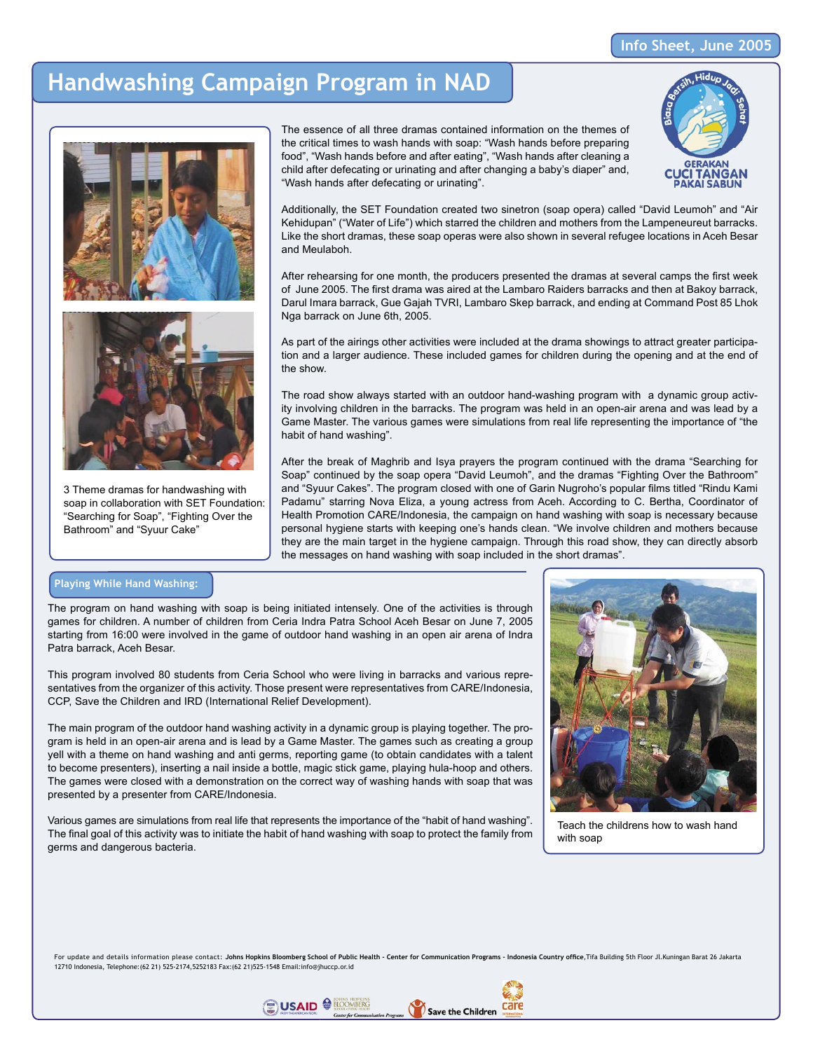# Handwashing Campaign Program in NAD

Info Sheet, June 2005

3 Theme dramas for handwashing with soap in collaboration with SET Foundation: "Searching for Soap", "Fighting Over the Bathroom" and "Syuur Cake"

The essence of all three dramas contained information on the themes of the critical times to wash hands with soap: "Wash hands before preparing food", "Wash hands before and after eating", "Wash hands after cleaning a child after defecating or urinating and after changing a baby's diaper" and, "Wash hands after defecating or urinating".

Biasa Bersih, Hidup Jadi Sehat
GERAKAN CUCI TANGAN PAKAI SABUN

Additionally, the SET Foundation created two sinetron (soap opera) called "David Leumoh" and "Air Kehidupan" ("Water of Life") which starred the children and mothers from the Lampeneureut barracks. Like the short dramas, these soap operas were also shown in several refugee locations in Aceh Besar and Meulaboh.

After rehearsing for one month, the producers presented the dramas at several camps the first week of June 2005. The first drama was aired at the Lambaro Raiders barracks and then at Bakoy barrack, Darul Imara barrack, Gue Gajah TVRI, Lambaro Skep barrack, and ending at Command Post 85 Lhok Nga barrack on June 6th, 2005.

As part of the airings other activities were included at the drama showings to attract greater participation and a larger audience. These included games for children during the opening and at the end of the show.

The road show always started with an outdoor hand-washing program with a dynamic group activity involving children in the barracks. The program was held in an open-air arena and was lead by a Game Master. The various games were simulations from real life representing the importance of "the habit of hand washing".

After the break of Maghrib and Isya prayers the program continued with the drama "Searching for Soap" continued by the soap opera "David Leumoh", and the dramas "Fighting Over the Bathroom" and "Syuur Cakes". The program closed with one of Garin Nugroho's popular films titled "Rindu Kami Padamu" starring Nova Eliza, a young actress from Aceh. According to C. Bertha, Coordinator of Health Promotion CARE/Indonesia, the campaign on hand washing with soap is necessary because personal hygiene starts with keeping one's hands clean. "We involve children and mothers because they are the main target in the hygiene campaign. Through this road show, they can directly absorb the messages on hand washing with soap included in the short dramas".

## Playing While Hand Washing:

The program on hand washing with soap is being initiated intensely. One of the activities is through games for children. A number of children from Ceria Indra Patra School Aceh Besar on June 7, 2005 starting from 16:00 were involved in the game of outdoor hand washing in an open air arena of Indra Patra barrack, Aceh Besar.

This program involved 80 students from Ceria School who were living in barracks and various representatives from the organizer of this activity. Those present were representatives from CARE/Indonesia, CCP, Save the Children and IRD (International Relief Development).

The main program of the outdoor hand washing activity in a dynamic group is playing together. The program is held in an open-air arena and is lead by a Game Master. The games such as creating a group yell with a theme on hand washing and anti germs, reporting game (to obtain candidates with a talent to become presenters), inserting a nail inside a bottle, magic stick game, playing hula-hoop and others. The games were closed with a demonstration on the correct way of washing hands with soap that was presented by a presenter from CARE/Indonesia.

Various games are simulations from real life that represents the importance of the "habit of hand washing". The final goal of this activity was to initiate the habit of hand washing with soap to protect the family from germs and dangerous bacteria.

Teach the childrens how to wash hand with soap

For update and details information please contact: **Johns Hopkins Bloomberg School of Public Health - Center for Communication Programs - Indonesia Country office**, Tifa Building 5th Floor Jl.Kuningan Barat 26 Jakarta 12710 Indonesia, Telephone: (62 21) 525-2174,5252183 Fax: (62 21)525-1548 Email: info@jhuccp.or.id

USAID | Johns Hopkins Bloomberg School of Public Health Center for Communication Programs | Save the Children | care